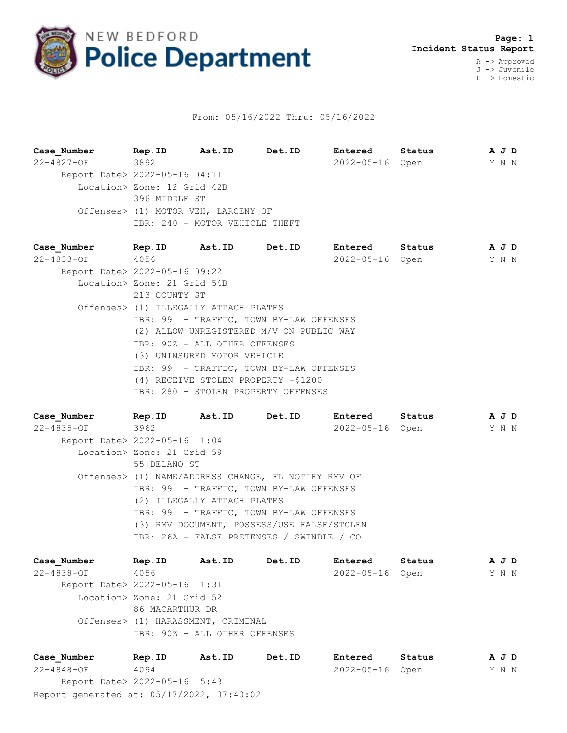# NEW BEDFORD Police Department

**Page: 1**
**Incident Status Report**

A -> Approved
J -> Juvenile
D -> Domestic

From: 05/16/2022 Thru: 05/16/2022

| Case_Number | Rep.ID | Ast.ID | Det.ID | Entered | Status | A J D |
|---|---|---|---|---|---|---|
| 22-4827-OF | 3892 | | | 2022-05-16 | Open | Y N N |

Report Date> 2022-05-16 04:11
Location> Zone: 12 Grid 42B
396 MIDDLE ST
Offenses> (1) MOTOR VEH, LARCENY OF
IBR: 240 - MOTOR VEHICLE THEFT

| Case_Number | Rep.ID | Ast.ID | Det.ID | Entered | Status | A J D |
|---|---|---|---|---|---|---|
| 22-4833-OF | 4056 | | | 2022-05-16 | Open | Y N N |

Report Date> 2022-05-16 09:22
Location> Zone: 21 Grid 54B
213 COUNTY ST
Offenses> (1) ILLEGALLY ATTACH PLATES
IBR: 99 - TRAFFIC, TOWN BY-LAW OFFENSES
(2) ALLOW UNREGISTERED M/V ON PUBLIC WAY
IBR: 90Z - ALL OTHER OFFENSES
(3) UNINSURED MOTOR VEHICLE
IBR: 99 - TRAFFIC, TOWN BY-LAW OFFENSES
(4) RECEIVE STOLEN PROPERTY -$1200
IBR: 280 - STOLEN PROPERTY OFFENSES

| Case_Number | Rep.ID | Ast.ID | Det.ID | Entered | Status | A J D |
|---|---|---|---|---|---|---|
| 22-4835-OF | 3962 | | | 2022-05-16 | Open | Y N N |

Report Date> 2022-05-16 11:04
Location> Zone: 21 Grid 59
55 DELANO ST
Offenses> (1) NAME/ADDRESS CHANGE, FL NOTIFY RMV OF
IBR: 99 - TRAFFIC, TOWN BY-LAW OFFENSES
(2) ILLEGALLY ATTACH PLATES
IBR: 99 - TRAFFIC, TOWN BY-LAW OFFENSES
(3) RMV DOCUMENT, POSSESS/USE FALSE/STOLEN
IBR: 26A - FALSE PRETENSES / SWINDLE / CO

| Case_Number | Rep.ID | Ast.ID | Det.ID | Entered | Status | A J D |
|---|---|---|---|---|---|---|
| 22-4838-OF | 4056 | | | 2022-05-16 | Open | Y N N |

Report Date> 2022-05-16 11:31
Location> Zone: 21 Grid 52
86 MACARTHUR DR
Offenses> (1) HARASSMENT, CRIMINAL
IBR: 90Z - ALL OTHER OFFENSES

| Case_Number | Rep.ID | Ast.ID | Det.ID | Entered | Status | A J D |
|---|---|---|---|---|---|---|
| 22-4848-OF | 4094 | | | 2022-05-16 | Open | Y N N |

Report Date> 2022-05-16 15:43

Report generated at: 05/17/2022, 07:40:02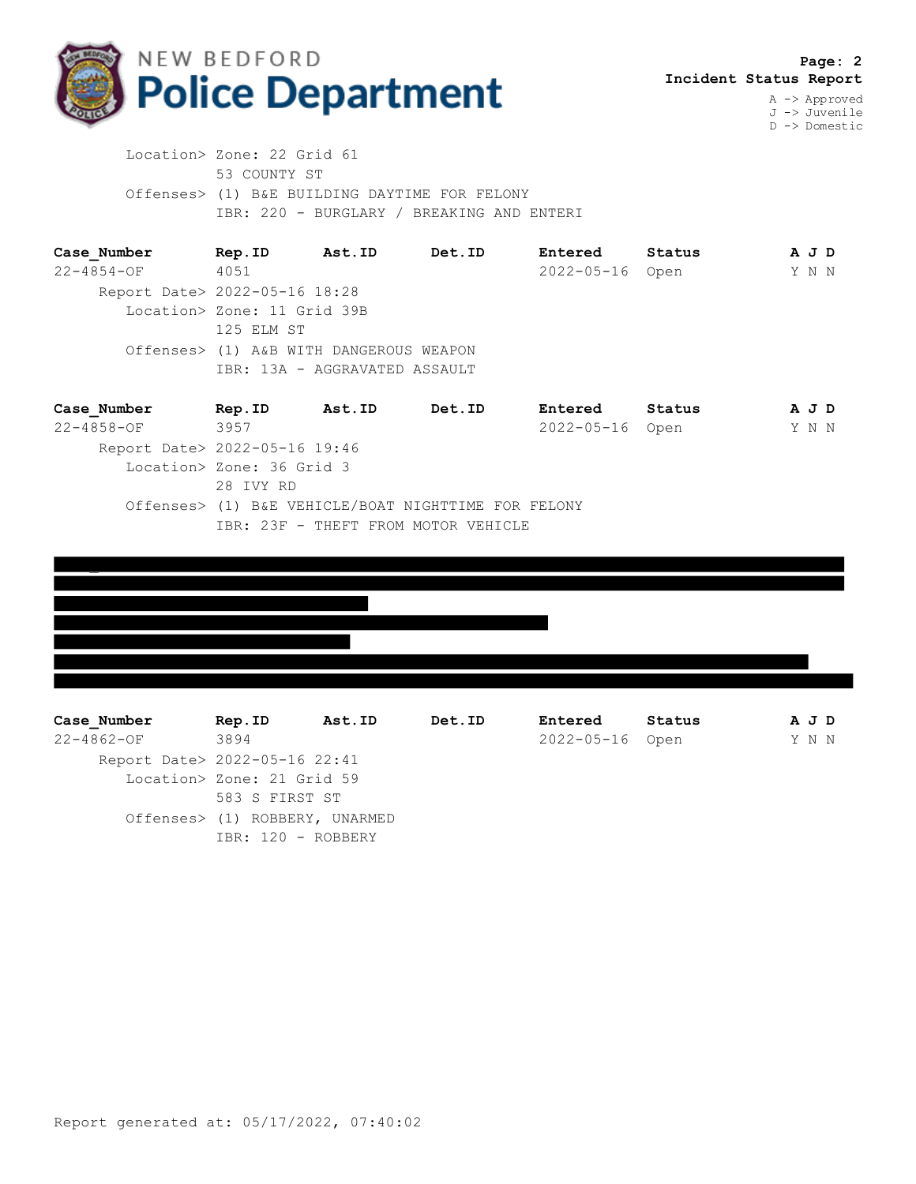Location> Zone: 22 Grid 61
53 COUNTY ST
Offenses> (1) B&E BUILDING DAYTIME FOR FELONY
IBR: 220 - BURGLARY / BREAKING AND ENTERI

| Case_Number | Rep.ID | Ast.ID | Det.ID | Entered | Status | A J D |
|---|---|---|---|---|---|---|
| 22-4854-OF | 4051 | | | 2022-05-16 | Open | Y N N |

Report Date> 2022-05-16 18:28
Location> Zone: 11 Grid 39B
125 ELM ST
Offenses> (1) A&B WITH DANGEROUS WEAPON
IBR: 13A - AGGRAVATED ASSAULT

| Case_Number | Rep.ID | Ast.ID | Det.ID | Entered | Status | A J D |
|---|---|---|---|---|---|---|
| 22-4858-OF | 3957 | | | 2022-05-16 | Open | Y N N |

Report Date> 2022-05-16 19:46
Location> Zone: 36 Grid 3
28 IVY RD
Offenses> (1) B&E VEHICLE/BOAT NIGHTTIME FOR FELONY
IBR: 23F - THEFT FROM MOTOR VEHICLE

| Case_Number | Rep.ID | Ast.ID | Det.ID | Entered | Status | A J D |
|---|---|---|---|---|---|---|
| 22-4862-OF | 3894 | | | 2022-05-16 | Open | Y N N |

Report Date> 2022-05-16 22:41
Location> Zone: 21 Grid 59
583 S FIRST ST
Offenses> (1) ROBBERY, UNARMED
IBR: 120 - ROBBERY

Report generated at: 05/17/2022, 07:40:02